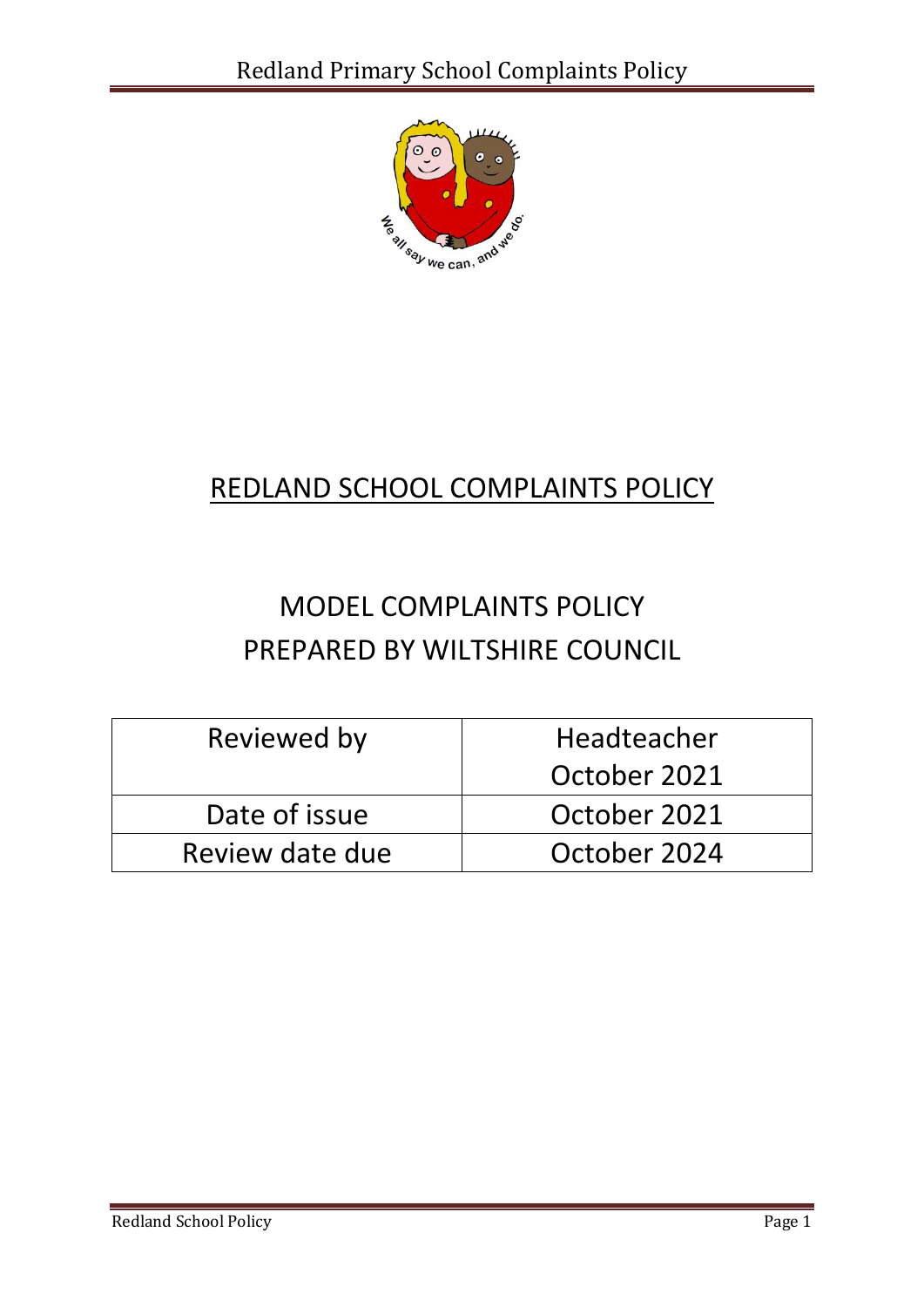# REDLAND SCHOOL COMPLAINTS POLICY

## MODEL COMPLAINTS POLICY
## PREPARED BY WILTSHIRE COUNCIL

| Reviewed by | Headteacher<br>October 2021 |
|---|---|
| Date of issue | October 2021 |
| Review date due | October 2024 |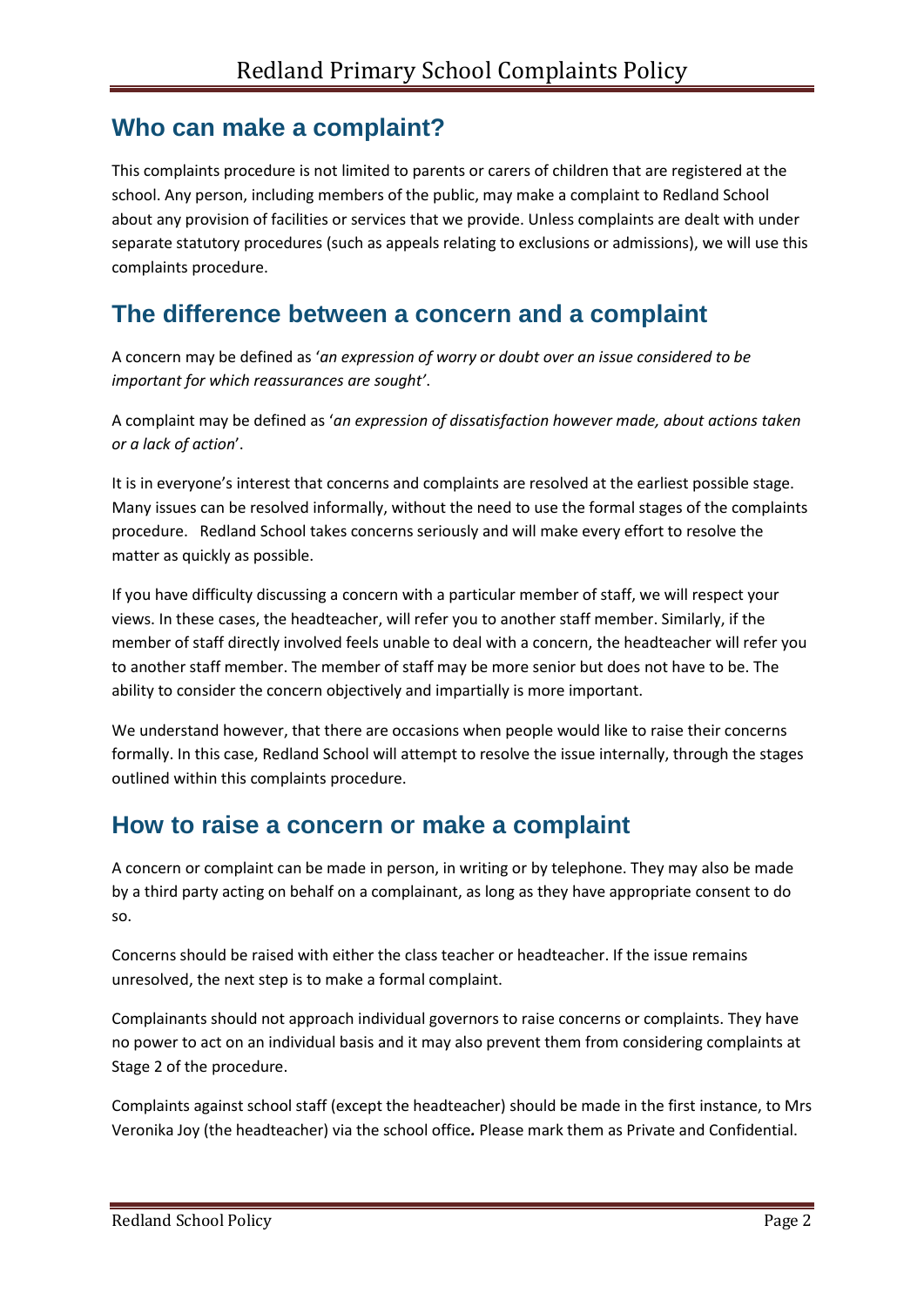## Who can make a complaint?

This complaints procedure is not limited to parents or carers of children that are registered at the school. Any person, including members of the public, may make a complaint to Redland School about any provision of facilities or services that we provide. Unless complaints are dealt with under separate statutory procedures (such as appeals relating to exclusions or admissions), we will use this complaints procedure.

## The difference between a concern and a complaint

A concern may be defined as '*an expression of worry or doubt over an issue considered to be important for which reassurances are sought'*.

A complaint may be defined as '*an expression of dissatisfaction however made, about actions taken or a lack of action*'.

It is in everyone's interest that concerns and complaints are resolved at the earliest possible stage. Many issues can be resolved informally, without the need to use the formal stages of the complaints procedure. Redland School takes concerns seriously and will make every effort to resolve the matter as quickly as possible.

If you have difficulty discussing a concern with a particular member of staff, we will respect your views. In these cases, the headteacher, will refer you to another staff member. Similarly, if the member of staff directly involved feels unable to deal with a concern, the headteacher will refer you to another staff member. The member of staff may be more senior but does not have to be. The ability to consider the concern objectively and impartially is more important.

We understand however, that there are occasions when people would like to raise their concerns formally. In this case, Redland School will attempt to resolve the issue internally, through the stages outlined within this complaints procedure.

## How to raise a concern or make a complaint

A concern or complaint can be made in person, in writing or by telephone. They may also be made by a third party acting on behalf on a complainant, as long as they have appropriate consent to do so.

Concerns should be raised with either the class teacher or headteacher. If the issue remains unresolved, the next step is to make a formal complaint.

Complainants should not approach individual governors to raise concerns or complaints. They have no power to act on an individual basis and it may also prevent them from considering complaints at Stage 2 of the procedure.

Complaints against school staff (except the headteacher) should be made in the first instance, to Mrs Veronika Joy (the headteacher) via the school office**.** Please mark them as Private and Confidential.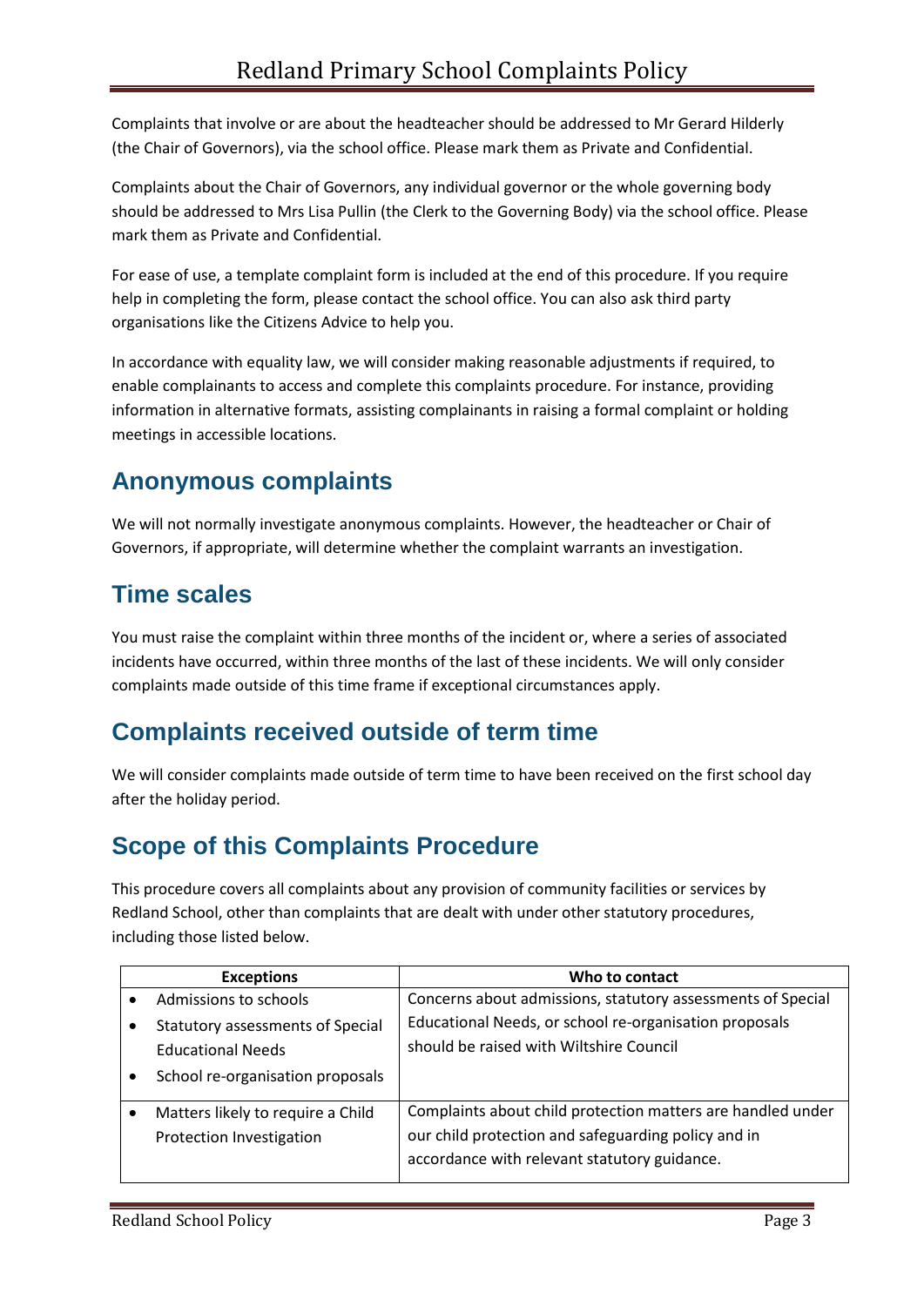Complaints that involve or are about the headteacher should be addressed to Mr Gerard Hilderly (the Chair of Governors), via the school office. Please mark them as Private and Confidential.

Complaints about the Chair of Governors, any individual governor or the whole governing body should be addressed to Mrs Lisa Pullin (the Clerk to the Governing Body) via the school office. Please mark them as Private and Confidential.

For ease of use, a template complaint form is included at the end of this procedure. If you require help in completing the form, please contact the school office. You can also ask third party organisations like the Citizens Advice to help you.

In accordance with equality law, we will consider making reasonable adjustments if required, to enable complainants to access and complete this complaints procedure. For instance, providing information in alternative formats, assisting complainants in raising a formal complaint or holding meetings in accessible locations.

## Anonymous complaints

We will not normally investigate anonymous complaints. However, the headteacher or Chair of Governors, if appropriate, will determine whether the complaint warrants an investigation.

## Time scales

You must raise the complaint within three months of the incident or, where a series of associated incidents have occurred, within three months of the last of these incidents. We will only consider complaints made outside of this time frame if exceptional circumstances apply.

## Complaints received outside of term time

We will consider complaints made outside of term time to have been received on the first school day after the holiday period.

## Scope of this Complaints Procedure

This procedure covers all complaints about any provision of community facilities or services by Redland School, other than complaints that are dealt with under other statutory procedures, including those listed below.

| Exceptions | Who to contact |
|---|---|
| • Admissions to schools<br>• Statutory assessments of Special Educational Needs<br>• School re-organisation proposals | Concerns about admissions, statutory assessments of Special Educational Needs, or school re-organisation proposals should be raised with Wiltshire Council |
| • Matters likely to require a Child Protection Investigation | Complaints about child protection matters are handled under our child protection and safeguarding policy and in accordance with relevant statutory guidance. |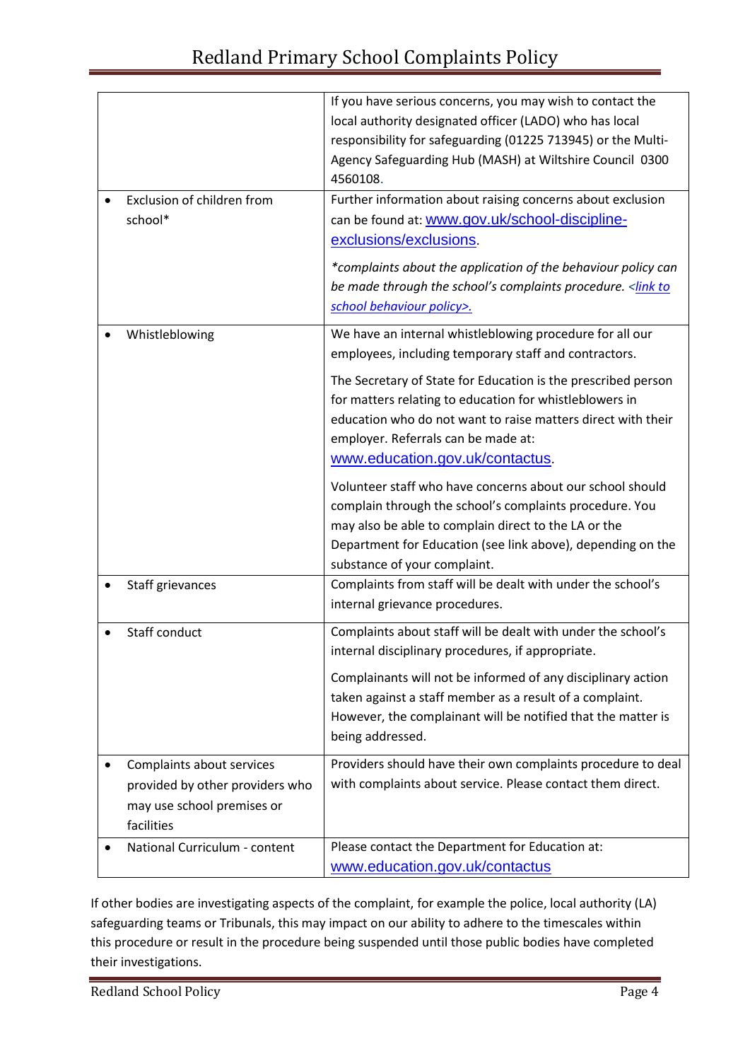| | |
|---|---|
| | If you have serious concerns, you may wish to contact the local authority designated officer (LADO) who has local responsibility for safeguarding (01225 713945) or the Multi-Agency Safeguarding Hub (MASH) at Wiltshire Council 0300 4560108. |
| • Exclusion of children from school* | Further information about raising concerns about exclusion can be found at: www.gov.uk/school-discipline-exclusions/exclusions. <br><br> *complaints about the application of the behaviour policy can be made through the school's complaints procedure. <link to school behaviour policy>.* |
| • Whistleblowing | We have an internal whistleblowing procedure for all our employees, including temporary staff and contractors. <br><br> The Secretary of State for Education is the prescribed person for matters relating to education for whistleblowers in education who do not want to raise matters direct with their employer. Referrals can be made at: www.education.gov.uk/contactus. <br><br> Volunteer staff who have concerns about our school should complain through the school's complaints procedure. You may also be able to complain direct to the LA or the Department for Education (see link above), depending on the substance of your complaint. |
| • Staff grievances | Complaints from staff will be dealt with under the school's internal grievance procedures. |
| • Staff conduct | Complaints about staff will be dealt with under the school's internal disciplinary procedures, if appropriate. <br><br> Complainants will not be informed of any disciplinary action taken against a staff member as a result of a complaint. However, the complainant will be notified that the matter is being addressed. |
| • Complaints about services provided by other providers who may use school premises or facilities | Providers should have their own complaints procedure to deal with complaints about service. Please contact them direct. |
| • National Curriculum - content | Please contact the Department for Education at: www.education.gov.uk/contactus |

If other bodies are investigating aspects of the complaint, for example the police, local authority (LA) safeguarding teams or Tribunals, this may impact on our ability to adhere to the timescales within this procedure or result in the procedure being suspended until those public bodies have completed their investigations.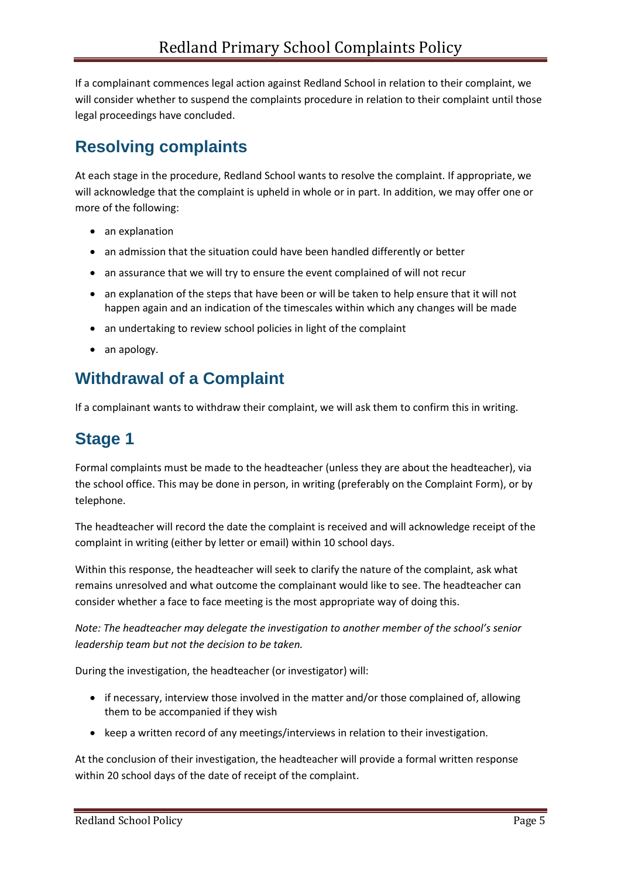If a complainant commences legal action against Redland School in relation to their complaint, we will consider whether to suspend the complaints procedure in relation to their complaint until those legal proceedings have concluded.

## Resolving complaints

At each stage in the procedure, Redland School wants to resolve the complaint. If appropriate, we will acknowledge that the complaint is upheld in whole or in part. In addition, we may offer one or more of the following:

- an explanation
- an admission that the situation could have been handled differently or better
- an assurance that we will try to ensure the event complained of will not recur
- an explanation of the steps that have been or will be taken to help ensure that it will not happen again and an indication of the timescales within which any changes will be made
- an undertaking to review school policies in light of the complaint
- an apology.

## Withdrawal of a Complaint

If a complainant wants to withdraw their complaint, we will ask them to confirm this in writing.

## Stage 1

Formal complaints must be made to the headteacher (unless they are about the headteacher), via the school office. This may be done in person, in writing (preferably on the Complaint Form), or by telephone.

The headteacher will record the date the complaint is received and will acknowledge receipt of the complaint in writing (either by letter or email) within 10 school days.

Within this response, the headteacher will seek to clarify the nature of the complaint, ask what remains unresolved and what outcome the complainant would like to see. The headteacher can consider whether a face to face meeting is the most appropriate way of doing this.

*Note: The headteacher may delegate the investigation to another member of the school's senior leadership team but not the decision to be taken.*

During the investigation, the headteacher (or investigator) will:

- if necessary, interview those involved in the matter and/or those complained of, allowing them to be accompanied if they wish
- keep a written record of any meetings/interviews in relation to their investigation.

At the conclusion of their investigation, the headteacher will provide a formal written response within 20 school days of the date of receipt of the complaint.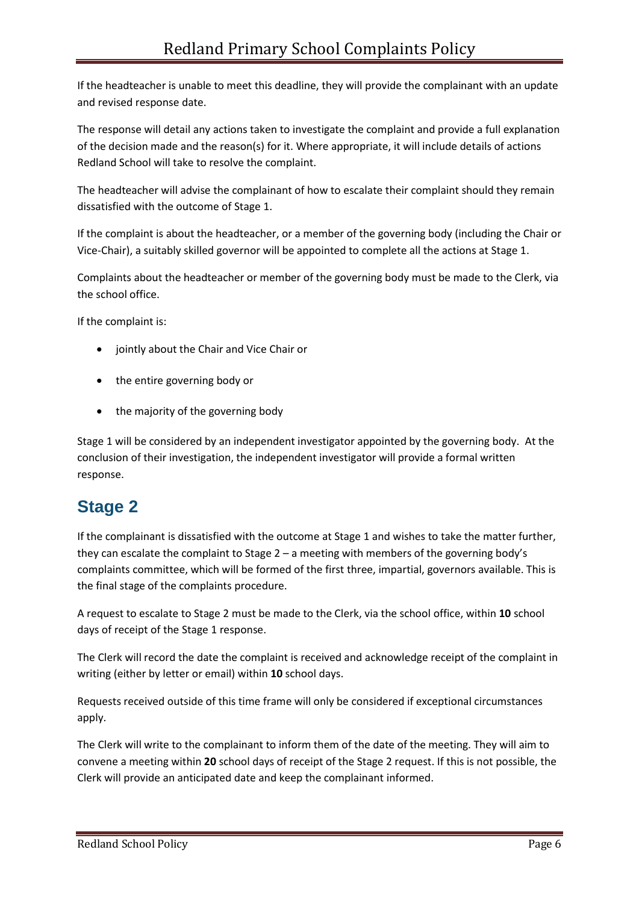If the headteacher is unable to meet this deadline, they will provide the complainant with an update and revised response date.

The response will detail any actions taken to investigate the complaint and provide a full explanation of the decision made and the reason(s) for it. Where appropriate, it will include details of actions Redland School will take to resolve the complaint.

The headteacher will advise the complainant of how to escalate their complaint should they remain dissatisfied with the outcome of Stage 1.

If the complaint is about the headteacher, or a member of the governing body (including the Chair or Vice-Chair), a suitably skilled governor will be appointed to complete all the actions at Stage 1.

Complaints about the headteacher or member of the governing body must be made to the Clerk, via the school office.

If the complaint is:

- jointly about the Chair and Vice Chair or
- the entire governing body or
- the majority of the governing body

Stage 1 will be considered by an independent investigator appointed by the governing body. At the conclusion of their investigation, the independent investigator will provide a formal written response.

## Stage 2

If the complainant is dissatisfied with the outcome at Stage 1 and wishes to take the matter further, they can escalate the complaint to Stage 2 – a meeting with members of the governing body's complaints committee, which will be formed of the first three, impartial, governors available. This is the final stage of the complaints procedure.

A request to escalate to Stage 2 must be made to the Clerk, via the school office, within **10** school days of receipt of the Stage 1 response.

The Clerk will record the date the complaint is received and acknowledge receipt of the complaint in writing (either by letter or email) within **10** school days.

Requests received outside of this time frame will only be considered if exceptional circumstances apply.

The Clerk will write to the complainant to inform them of the date of the meeting. They will aim to convene a meeting within **20** school days of receipt of the Stage 2 request. If this is not possible, the Clerk will provide an anticipated date and keep the complainant informed.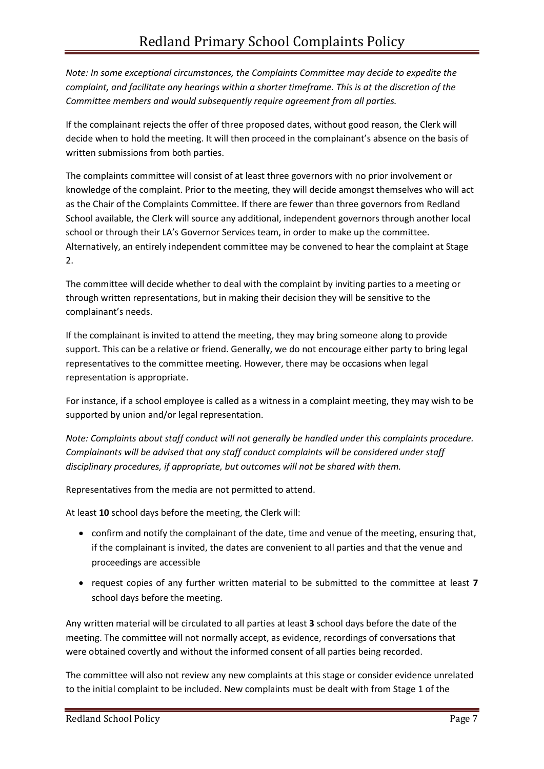*Note: In some exceptional circumstances, the Complaints Committee may decide to expedite the complaint, and facilitate any hearings within a shorter timeframe. This is at the discretion of the Committee members and would subsequently require agreement from all parties.*

If the complainant rejects the offer of three proposed dates, without good reason, the Clerk will decide when to hold the meeting. It will then proceed in the complainant's absence on the basis of written submissions from both parties.

The complaints committee will consist of at least three governors with no prior involvement or knowledge of the complaint. Prior to the meeting, they will decide amongst themselves who will act as the Chair of the Complaints Committee. If there are fewer than three governors from Redland School available, the Clerk will source any additional, independent governors through another local school or through their LA's Governor Services team, in order to make up the committee. Alternatively, an entirely independent committee may be convened to hear the complaint at Stage 2.

The committee will decide whether to deal with the complaint by inviting parties to a meeting or through written representations, but in making their decision they will be sensitive to the complainant's needs.

If the complainant is invited to attend the meeting, they may bring someone along to provide support. This can be a relative or friend. Generally, we do not encourage either party to bring legal representatives to the committee meeting. However, there may be occasions when legal representation is appropriate.

For instance, if a school employee is called as a witness in a complaint meeting, they may wish to be supported by union and/or legal representation.

*Note: Complaints about staff conduct will not generally be handled under this complaints procedure. Complainants will be advised that any staff conduct complaints will be considered under staff disciplinary procedures, if appropriate, but outcomes will not be shared with them.*

Representatives from the media are not permitted to attend.

At least **10** school days before the meeting, the Clerk will:

- confirm and notify the complainant of the date, time and venue of the meeting, ensuring that, if the complainant is invited, the dates are convenient to all parties and that the venue and proceedings are accessible
- request copies of any further written material to be submitted to the committee at least **7** school days before the meeting.

Any written material will be circulated to all parties at least **3** school days before the date of the meeting. The committee will not normally accept, as evidence, recordings of conversations that were obtained covertly and without the informed consent of all parties being recorded.

The committee will also not review any new complaints at this stage or consider evidence unrelated to the initial complaint to be included. New complaints must be dealt with from Stage 1 of the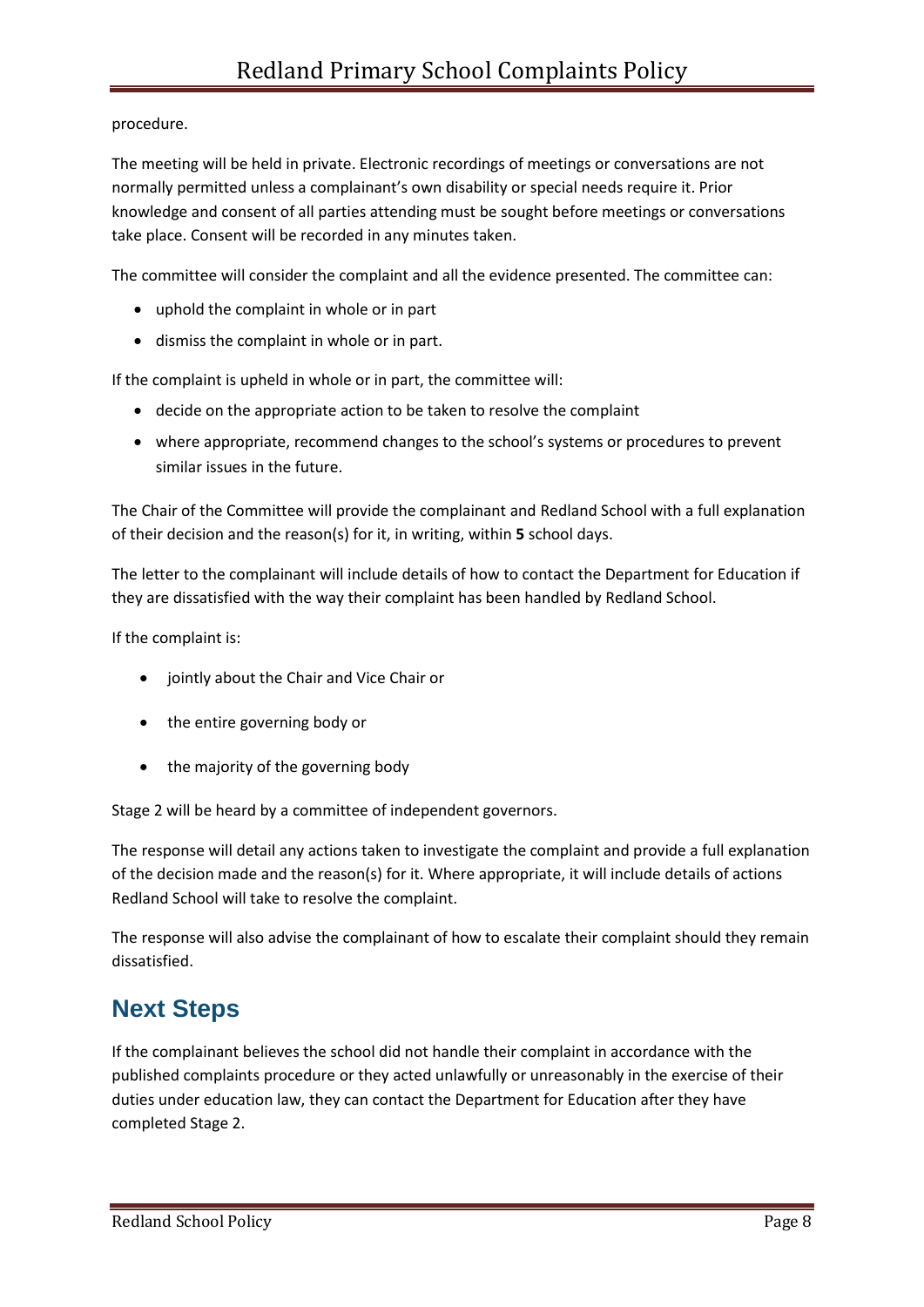procedure.

The meeting will be held in private. Electronic recordings of meetings or conversations are not normally permitted unless a complainant's own disability or special needs require it. Prior knowledge and consent of all parties attending must be sought before meetings or conversations take place. Consent will be recorded in any minutes taken.

The committee will consider the complaint and all the evidence presented. The committee can:

- uphold the complaint in whole or in part
- dismiss the complaint in whole or in part.

If the complaint is upheld in whole or in part, the committee will:

- decide on the appropriate action to be taken to resolve the complaint
- where appropriate, recommend changes to the school's systems or procedures to prevent similar issues in the future.

The Chair of the Committee will provide the complainant and Redland School with a full explanation of their decision and the reason(s) for it, in writing, within **5** school days.

The letter to the complainant will include details of how to contact the Department for Education if they are dissatisfied with the way their complaint has been handled by Redland School.

If the complaint is:

- jointly about the Chair and Vice Chair or
- the entire governing body or
- the majority of the governing body

Stage 2 will be heard by a committee of independent governors.

The response will detail any actions taken to investigate the complaint and provide a full explanation of the decision made and the reason(s) for it. Where appropriate, it will include details of actions Redland School will take to resolve the complaint.

The response will also advise the complainant of how to escalate their complaint should they remain dissatisfied.

## Next Steps

If the complainant believes the school did not handle their complaint in accordance with the published complaints procedure or they acted unlawfully or unreasonably in the exercise of their duties under education law, they can contact the Department for Education after they have completed Stage 2.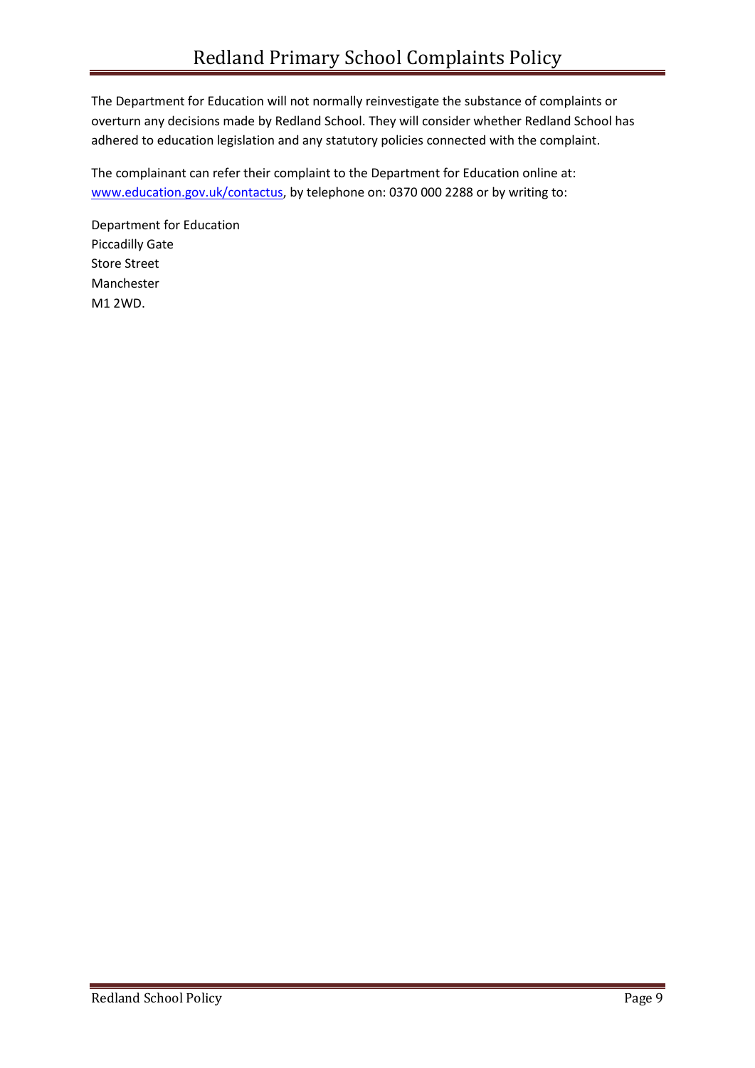The Department for Education will not normally reinvestigate the substance of complaints or overturn any decisions made by Redland School. They will consider whether Redland School has adhered to education legislation and any statutory policies connected with the complaint.

The complainant can refer their complaint to the Department for Education online at: [www.education.gov.uk/contactus](www.education.gov.uk/contactus), by telephone on: 0370 000 2288 or by writing to:

Department for Education  
Piccadilly Gate  
Store Street  
Manchester  
M1 2WD.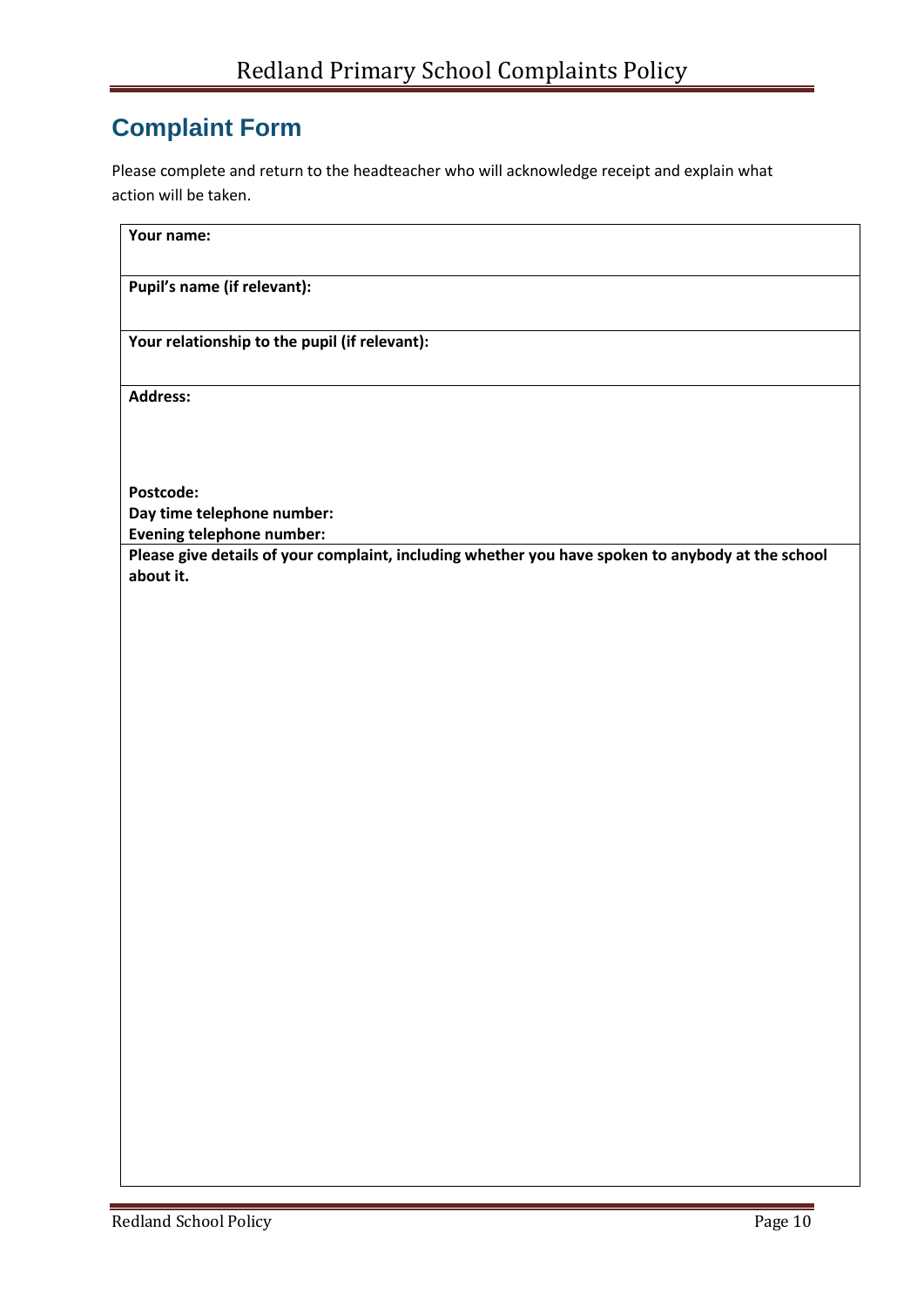## Complaint Form

Please complete and return to the headteacher who will acknowledge receipt and explain what action will be taken.

| **Your name:** |
|---|
| **Pupil's name (if relevant):** |
| **Your relationship to the pupil (if relevant):** |
| **Address:**<br><br><br>**Postcode:**<br>**Day time telephone number:**<br>**Evening telephone number:** |
| **Please give details of your complaint, including whether you have spoken to anybody at the school about it.** |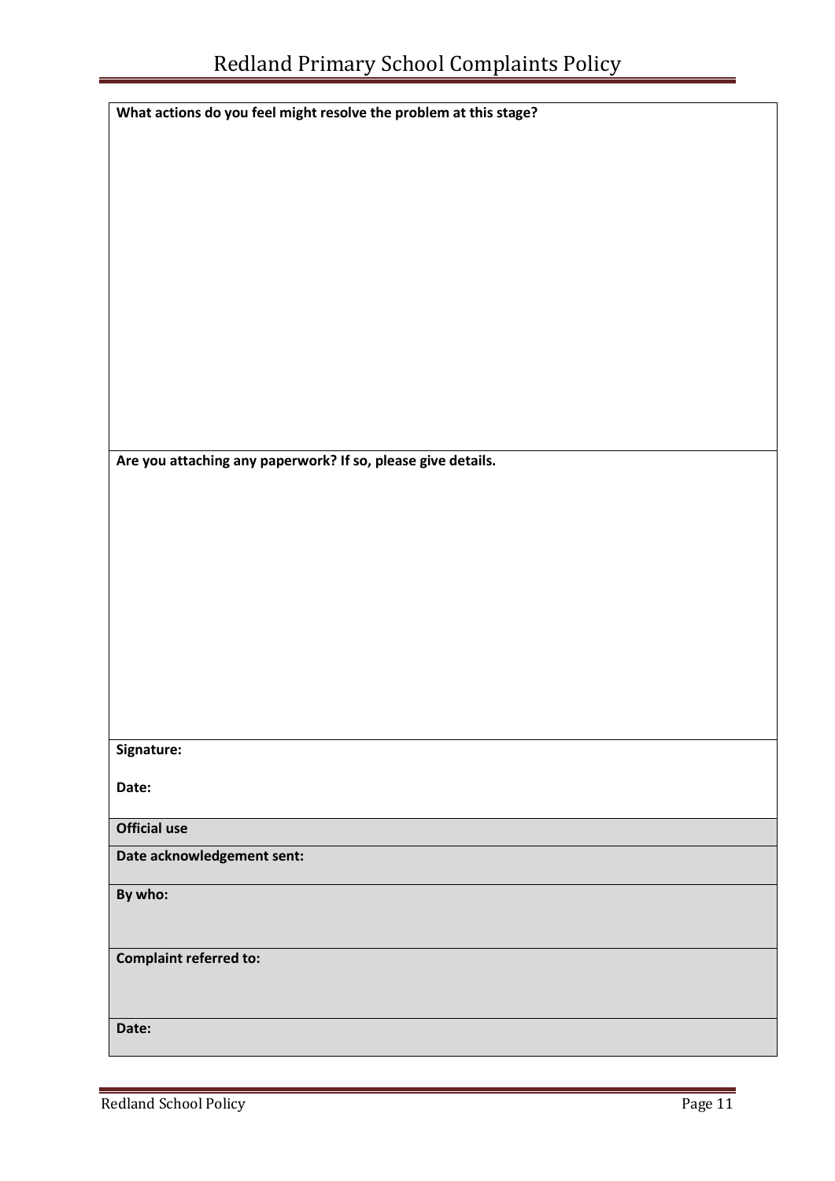| **What actions do you feel might resolve the problem at this stage?** |
|---|
| **Are you attaching any paperwork? If so, please give details.** |
| **Signature:**<br><br>**Date:** |
| **Official use** |
| **Date acknowledgement sent:** |
| **By who:** |
| **Complaint referred to:** |
| **Date:** |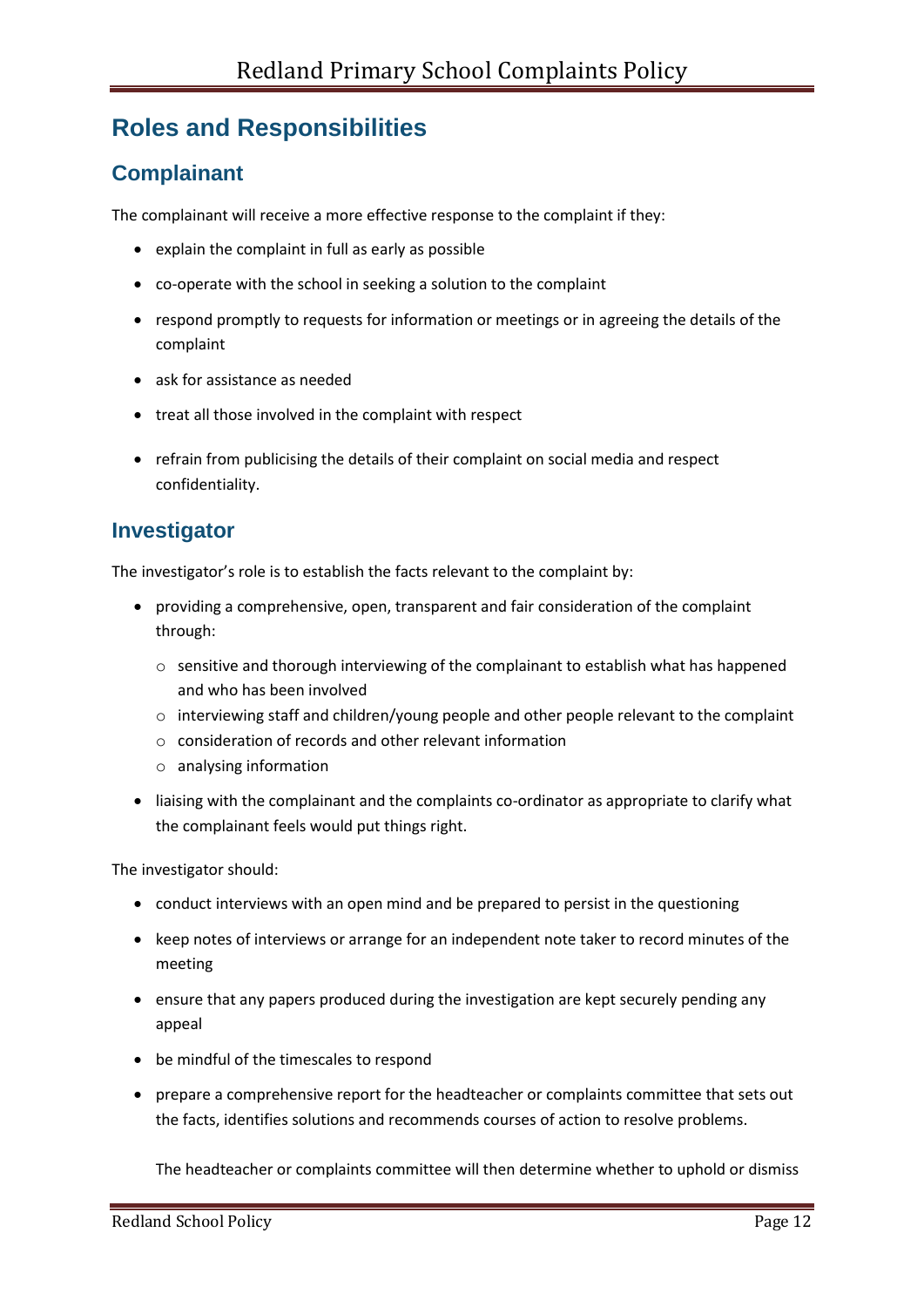# Roles and Responsibilities

## Complainant

The complainant will receive a more effective response to the complaint if they:

- explain the complaint in full as early as possible
- co-operate with the school in seeking a solution to the complaint
- respond promptly to requests for information or meetings or in agreeing the details of the complaint
- ask for assistance as needed
- treat all those involved in the complaint with respect
- refrain from publicising the details of their complaint on social media and respect confidentiality.

## Investigator

The investigator's role is to establish the facts relevant to the complaint by:

- providing a comprehensive, open, transparent and fair consideration of the complaint through:
  - sensitive and thorough interviewing of the complainant to establish what has happened and who has been involved
  - interviewing staff and children/young people and other people relevant to the complaint
  - consideration of records and other relevant information
  - analysing information
- liaising with the complainant and the complaints co-ordinator as appropriate to clarify what the complainant feels would put things right.

The investigator should:

- conduct interviews with an open mind and be prepared to persist in the questioning
- keep notes of interviews or arrange for an independent note taker to record minutes of the meeting
- ensure that any papers produced during the investigation are kept securely pending any appeal
- be mindful of the timescales to respond
- prepare a comprehensive report for the headteacher or complaints committee that sets out the facts, identifies solutions and recommends courses of action to resolve problems.

  The headteacher or complaints committee will then determine whether to uphold or dismiss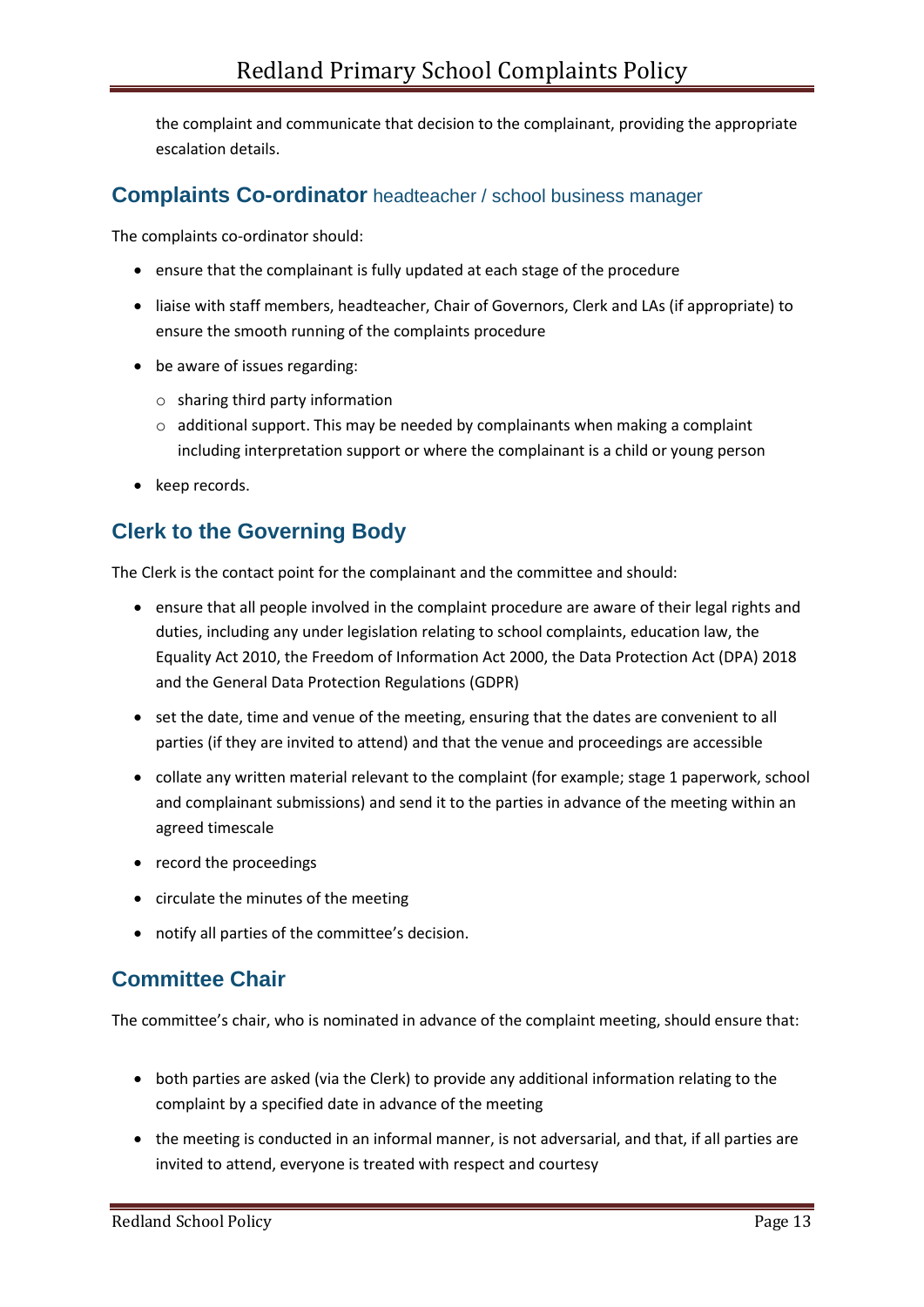the complaint and communicate that decision to the complainant, providing the appropriate escalation details.

## **Complaints Co-ordinator** headteacher / school business manager

The complaints co-ordinator should:

- ensure that the complainant is fully updated at each stage of the procedure
- liaise with staff members, headteacher, Chair of Governors, Clerk and LAs (if appropriate) to ensure the smooth running of the complaints procedure
- be aware of issues regarding:
  - sharing third party information
  - additional support. This may be needed by complainants when making a complaint including interpretation support or where the complainant is a child or young person
- keep records.

## Clerk to the Governing Body

The Clerk is the contact point for the complainant and the committee and should:

- ensure that all people involved in the complaint procedure are aware of their legal rights and duties, including any under legislation relating to school complaints, education law, the Equality Act 2010, the Freedom of Information Act 2000, the Data Protection Act (DPA) 2018 and the General Data Protection Regulations (GDPR)
- set the date, time and venue of the meeting, ensuring that the dates are convenient to all parties (if they are invited to attend) and that the venue and proceedings are accessible
- collate any written material relevant to the complaint (for example; stage 1 paperwork, school and complainant submissions) and send it to the parties in advance of the meeting within an agreed timescale
- record the proceedings
- circulate the minutes of the meeting
- notify all parties of the committee's decision.

## Committee Chair

The committee's chair, who is nominated in advance of the complaint meeting, should ensure that:

- both parties are asked (via the Clerk) to provide any additional information relating to the complaint by a specified date in advance of the meeting
- the meeting is conducted in an informal manner, is not adversarial, and that, if all parties are invited to attend, everyone is treated with respect and courtesy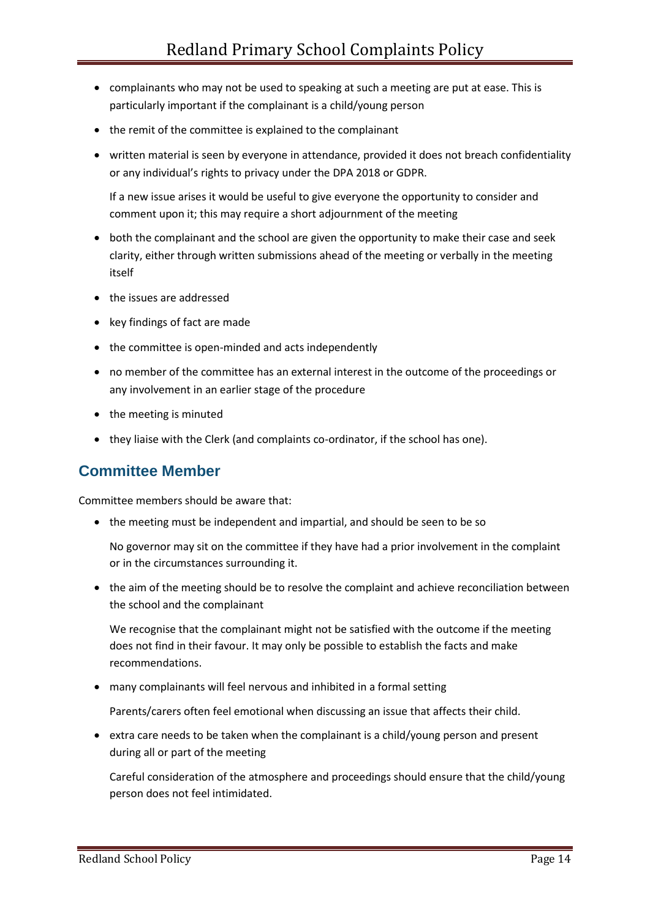- complainants who may not be used to speaking at such a meeting are put at ease. This is particularly important if the complainant is a child/young person
- the remit of the committee is explained to the complainant
- written material is seen by everyone in attendance, provided it does not breach confidentiality or any individual's rights to privacy under the DPA 2018 or GDPR.

  If a new issue arises it would be useful to give everyone the opportunity to consider and comment upon it; this may require a short adjournment of the meeting
- both the complainant and the school are given the opportunity to make their case and seek clarity, either through written submissions ahead of the meeting or verbally in the meeting itself
- the issues are addressed
- key findings of fact are made
- the committee is open-minded and acts independently
- no member of the committee has an external interest in the outcome of the proceedings or any involvement in an earlier stage of the procedure
- the meeting is minuted
- they liaise with the Clerk (and complaints co-ordinator, if the school has one).

## Committee Member

Committee members should be aware that:

- the meeting must be independent and impartial, and should be seen to be so

  No governor may sit on the committee if they have had a prior involvement in the complaint or in the circumstances surrounding it.
- the aim of the meeting should be to resolve the complaint and achieve reconciliation between the school and the complainant

  We recognise that the complainant might not be satisfied with the outcome if the meeting does not find in their favour. It may only be possible to establish the facts and make recommendations.
- many complainants will feel nervous and inhibited in a formal setting

  Parents/carers often feel emotional when discussing an issue that affects their child.
- extra care needs to be taken when the complainant is a child/young person and present during all or part of the meeting

  Careful consideration of the atmosphere and proceedings should ensure that the child/young person does not feel intimidated.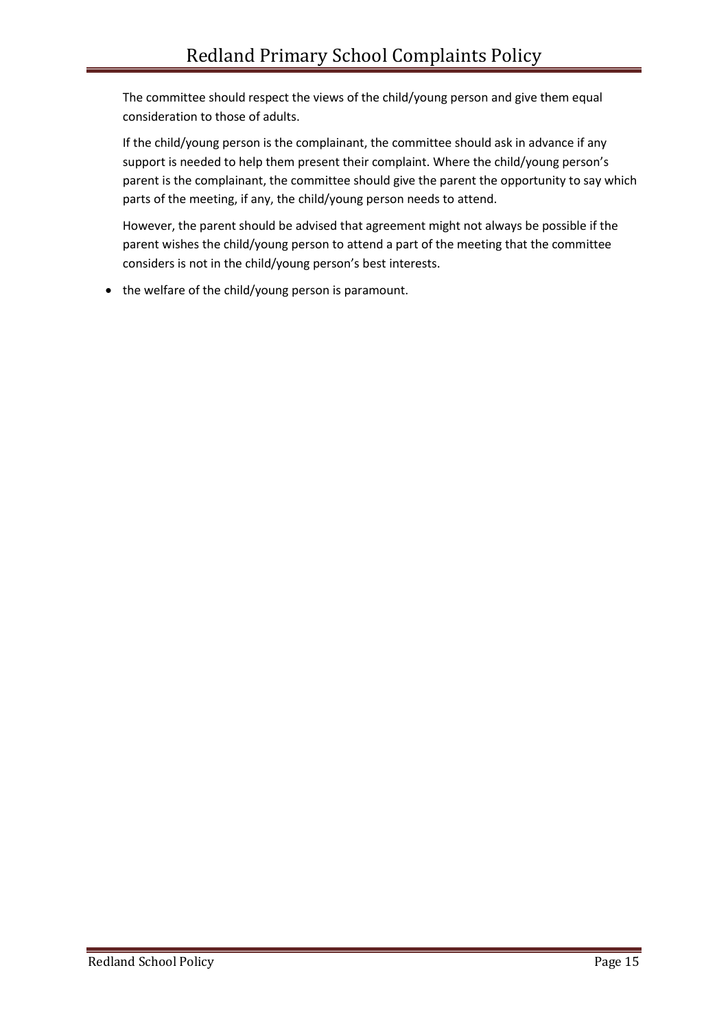The committee should respect the views of the child/young person and give them equal consideration to those of adults.

If the child/young person is the complainant, the committee should ask in advance if any support is needed to help them present their complaint. Where the child/young person's parent is the complainant, the committee should give the parent the opportunity to say which parts of the meeting, if any, the child/young person needs to attend.

However, the parent should be advised that agreement might not always be possible if the parent wishes the child/young person to attend a part of the meeting that the committee considers is not in the child/young person's best interests.

- the welfare of the child/young person is paramount.